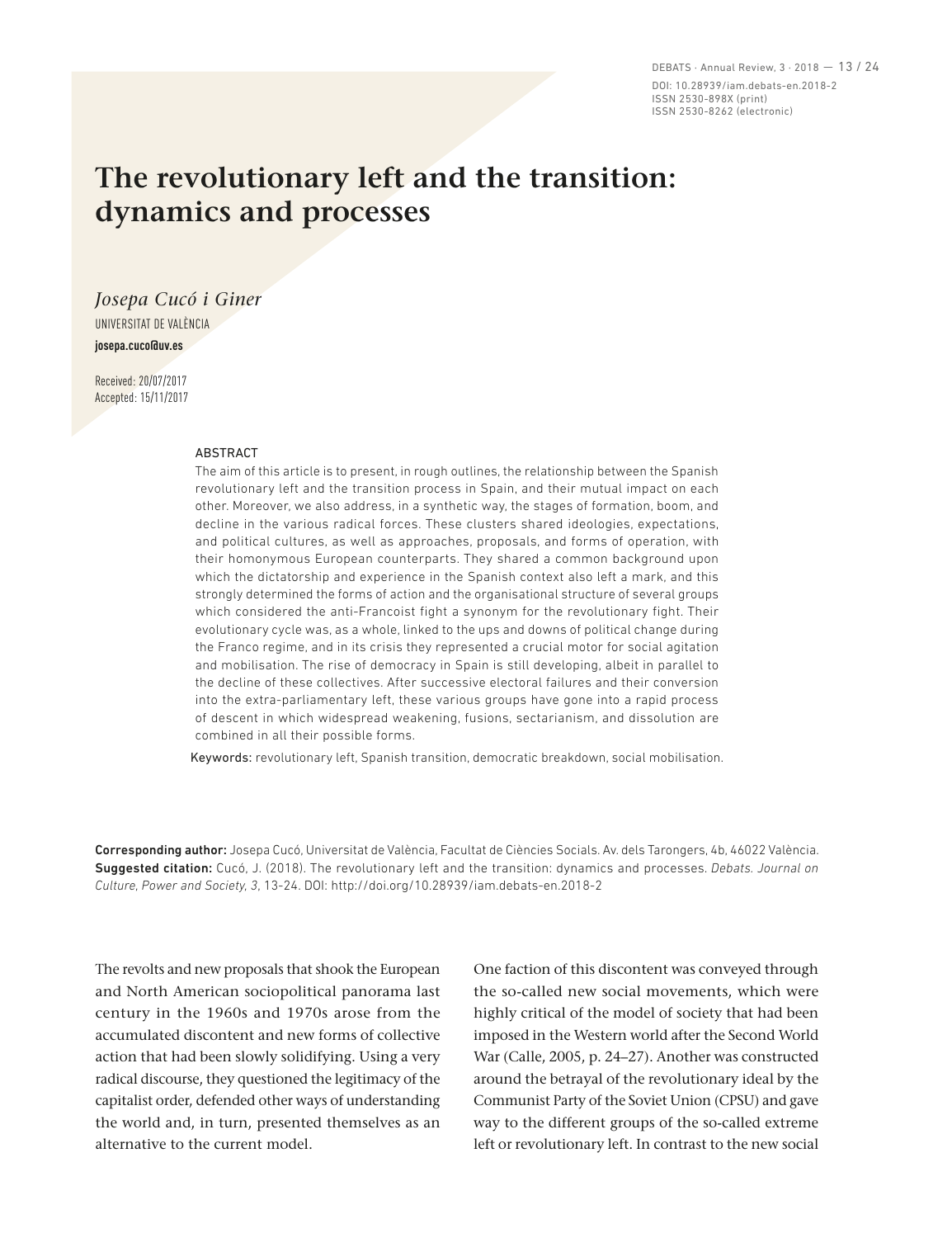# The revolutionary left and the transition: dynamics and processes

*Josepa Cucó i Giner*

UNIVERSITAT DE VALÈNCIA

**josepa.cuco@uv.es**

Received: 20/07/2017
Accepted: 15/11/2017

## ABSTRACT

The aim of this article is to present, in rough outlines, the relationship between the Spanish revolutionary left and the transition process in Spain, and their mutual impact on each other. Moreover, we also address, in a synthetic way, the stages of formation, boom, and decline in the various radical forces. These clusters shared ideologies, expectations, and political cultures, as well as approaches, proposals, and forms of operation, with their homonymous European counterparts. They shared a common background upon which the dictatorship and experience in the Spanish context also left a mark, and this strongly determined the forms of action and the organisational structure of several groups which considered the anti-Francoist fight a synonym for the revolutionary fight. Their evolutionary cycle was, as a whole, linked to the ups and downs of political change during the Franco regime, and in its crisis they represented a crucial motor for social agitation and mobilisation. The rise of democracy in Spain is still developing, albeit in parallel to the decline of these collectives. After successive electoral failures and their conversion into the extra-parliamentary left, these various groups have gone into a rapid process of descent in which widespread weakening, fusions, sectarianism, and dissolution are combined in all their possible forms.

**Keywords:** revolutionary left, Spanish transition, democratic breakdown, social mobilisation.

**Corresponding author:** Josepa Cucó, Universitat de València, Facultat de Ciències Socials. Av. dels Tarongers, 4b, 46022 València.
**Suggested citation:** Cucó, J. (2018). The revolutionary left and the transition: dynamics and processes. *Debats. Journal on Culture, Power and Society*, *3*, 13-24. DOI: http://doi.org/10.28939/iam.debats-en.2018-2

The revolts and new proposals that shook the European and North American sociopolitical panorama last century in the 1960s and 1970s arose from the accumulated discontent and new forms of collective action that had been slowly solidifying. Using a very radical discourse, they questioned the legitimacy of the capitalist order, defended other ways of understanding the world and, in turn, presented themselves as an alternative to the current model.

One faction of this discontent was conveyed through the so-called new social movements, which were highly critical of the model of society that had been imposed in the Western world after the Second World War (Calle, 2005, p. 24–27). Another was constructed around the betrayal of the revolutionary ideal by the Communist Party of the Soviet Union (CPSU) and gave way to the different groups of the so-called extreme left or revolutionary left. In contrast to the new social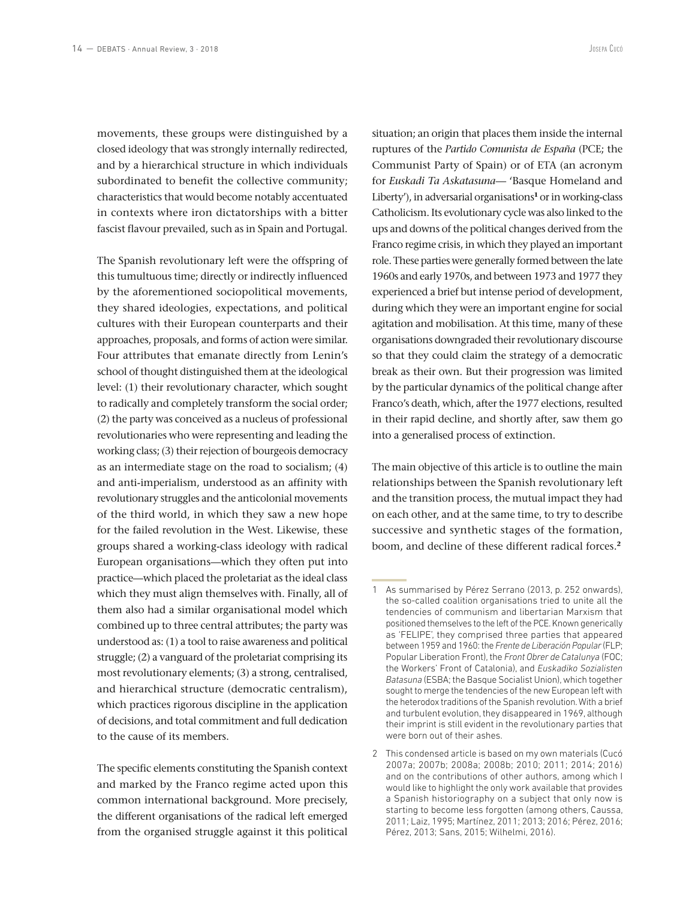movements, these groups were distinguished by a closed ideology that was strongly internally redirected, and by a hierarchical structure in which individuals subordinated to benefit the collective community; characteristics that would become notably accentuated in contexts where iron dictatorships with a bitter fascist flavour prevailed, such as in Spain and Portugal.

The Spanish revolutionary left were the offspring of this tumultuous time; directly or indirectly influenced by the aforementioned sociopolitical movements, they shared ideologies, expectations, and political cultures with their European counterparts and their approaches, proposals, and forms of action were similar. Four attributes that emanate directly from Lenin's school of thought distinguished them at the ideological level: (1) their revolutionary character, which sought to radically and completely transform the social order; (2) the party was conceived as a nucleus of professional revolutionaries who were representing and leading the working class; (3) their rejection of bourgeois democracy as an intermediate stage on the road to socialism; (4) and anti-imperialism, understood as an affinity with revolutionary struggles and the anticolonial movements of the third world, in which they saw a new hope for the failed revolution in the West. Likewise, these groups shared a working-class ideology with radical European organisations—which they often put into practice—which placed the proletariat as the ideal class which they must align themselves with. Finally, all of them also had a similar organisational model which combined up to three central attributes; the party was understood as: (1) a tool to raise awareness and political struggle; (2) a vanguard of the proletariat comprising its most revolutionary elements; (3) a strong, centralised, and hierarchical structure (democratic centralism), which practices rigorous discipline in the application of decisions, and total commitment and full dedication to the cause of its members.

The specific elements constituting the Spanish context and marked by the Franco regime acted upon this common international background. More precisely, the different organisations of the radical left emerged from the organised struggle against it this political situation; an origin that places them inside the internal ruptures of the *Partido Comunista de España* (PCE; the Communist Party of Spain) or of ETA (an acronym for *Euskadi Ta Askatasuna*— 'Basque Homeland and Liberty'), in adversarial organisations[1] or in working-class Catholicism. Its evolutionary cycle was also linked to the ups and downs of the political changes derived from the Franco regime crisis, in which they played an important role. These parties were generally formed between the late 1960s and early 1970s, and between 1973 and 1977 they experienced a brief but intense period of development, during which they were an important engine for social agitation and mobilisation. At this time, many of these organisations downgraded their revolutionary discourse so that they could claim the strategy of a democratic break as their own. But their progression was limited by the particular dynamics of the political change after Franco's death, which, after the 1977 elections, resulted in their rapid decline, and shortly after, saw them go into a generalised process of extinction.

The main objective of this article is to outline the main relationships between the Spanish revolutionary left and the transition process, the mutual impact they had on each other, and at the same time, to try to describe successive and synthetic stages of the formation, boom, and decline of these different radical forces.[2]

---

1 As summarised by Pérez Serrano (2013, p. 252 onwards), the so-called coalition organisations tried to unite all the tendencies of communism and libertarian Marxism that positioned themselves to the left of the PCE. Known generically as 'FELIPE', they comprised three parties that appeared between 1959 and 1960: the *Frente de Liberación Popular* (FLP; Popular Liberation Front), the *Front Obrer de Catalunya* (FOC; the Workers' Front of Catalonia), and *Euskadiko Sozialisten Batasuna* (ESBA; the Basque Socialist Union), which together sought to merge the tendencies of the new European left with the heterodox traditions of the Spanish revolution. With a brief and turbulent evolution, they disappeared in 1969, although their imprint is still evident in the revolutionary parties that were born out of their ashes.

2 This condensed article is based on my own materials (Cucó 2007a; 2007b; 2008a; 2008b; 2010; 2011; 2014; 2016) and on the contributions of other authors, among which I would like to highlight the only work available that provides a Spanish historiography on a subject that only now is starting to become less forgotten (among others, Caussa, 2011; Laiz, 1995; Martínez, 2011; 2013; 2016; Pérez, 2016; Pérez, 2013; Sans, 2015; Wilhelmi, 2016).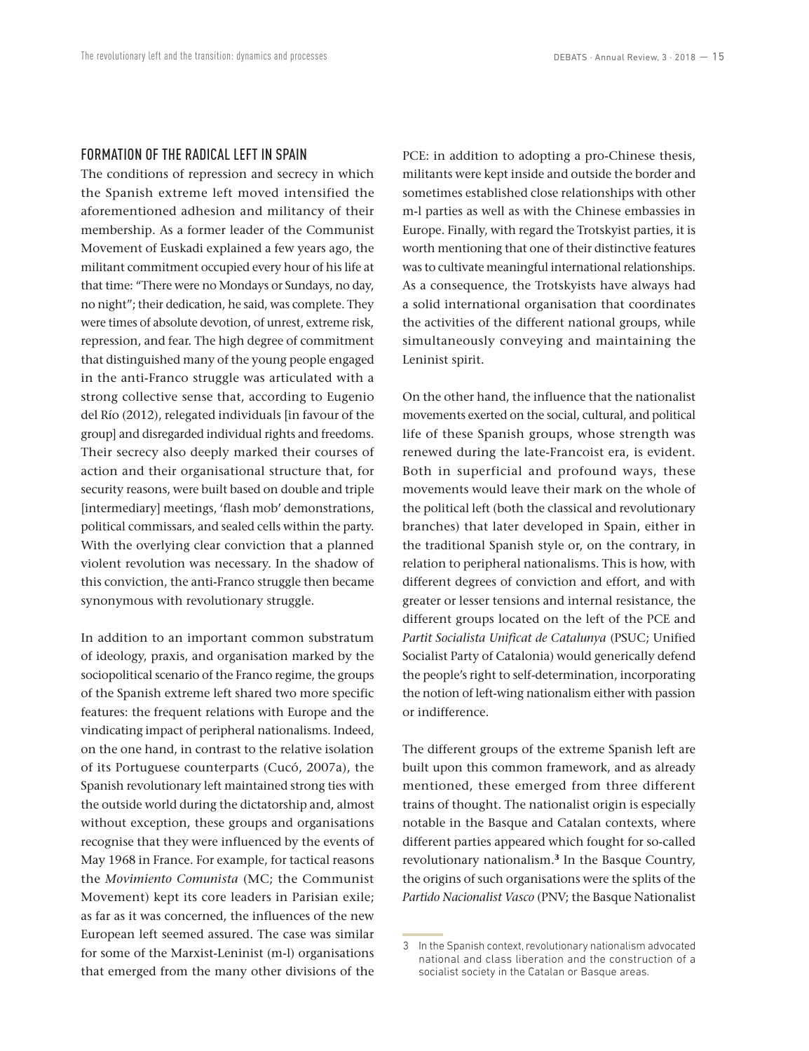## FORMATION OF THE RADICAL LEFT IN SPAIN

The conditions of repression and secrecy in which the Spanish extreme left moved intensified the aforementioned adhesion and militancy of their membership. As a former leader of the Communist Movement of Euskadi explained a few years ago, the militant commitment occupied every hour of his life at that time: "There were no Mondays or Sundays, no day, no night"; their dedication, he said, was complete. They were times of absolute devotion, of unrest, extreme risk, repression, and fear. The high degree of commitment that distinguished many of the young people engaged in the anti-Franco struggle was articulated with a strong collective sense that, according to Eugenio del Río (2012), relegated individuals [in favour of the group] and disregarded individual rights and freedoms. Their secrecy also deeply marked their courses of action and their organisational structure that, for security reasons, were built based on double and triple [intermediary] meetings, 'flash mob' demonstrations, political commissars, and sealed cells within the party. With the overlying clear conviction that a planned violent revolution was necessary. In the shadow of this conviction, the anti-Franco struggle then became synonymous with revolutionary struggle.

In addition to an important common substratum of ideology, praxis, and organisation marked by the sociopolitical scenario of the Franco regime, the groups of the Spanish extreme left shared two more specific features: the frequent relations with Europe and the vindicating impact of peripheral nationalisms. Indeed, on the one hand, in contrast to the relative isolation of its Portuguese counterparts (Cucó, 2007a), the Spanish revolutionary left maintained strong ties with the outside world during the dictatorship and, almost without exception, these groups and organisations recognise that they were influenced by the events of May 1968 in France. For example, for tactical reasons the *Movimiento Comunista* (MC; the Communist Movement) kept its core leaders in Parisian exile; as far as it was concerned, the influences of the new European left seemed assured. The case was similar for some of the Marxist-Leninist (m-l) organisations that emerged from the many other divisions of the PCE: in addition to adopting a pro-Chinese thesis, militants were kept inside and outside the border and sometimes established close relationships with other m-l parties as well as with the Chinese embassies in Europe. Finally, with regard the Trotskyist parties, it is worth mentioning that one of their distinctive features was to cultivate meaningful international relationships. As a consequence, the Trotskyists have always had a solid international organisation that coordinates the activities of the different national groups, while simultaneously conveying and maintaining the Leninist spirit.

On the other hand, the influence that the nationalist movements exerted on the social, cultural, and political life of these Spanish groups, whose strength was renewed during the late-Francoist era, is evident. Both in superficial and profound ways, these movements would leave their mark on the whole of the political left (both the classical and revolutionary branches) that later developed in Spain, either in the traditional Spanish style or, on the contrary, in relation to peripheral nationalisms. This is how, with different degrees of conviction and effort, and with greater or lesser tensions and internal resistance, the different groups located on the left of the PCE and *Partit Socialista Unificat de Catalunya* (PSUC; Unified Socialist Party of Catalonia) would generically defend the people's right to self-determination, incorporating the notion of left-wing nationalism either with passion or indifference.

The different groups of the extreme Spanish left are built upon this common framework, and as already mentioned, these emerged from three different trains of thought. The nationalist origin is especially notable in the Basque and Catalan contexts, where different parties appeared which fought for so-called revolutionary nationalism.[3] In the Basque Country, the origins of such organisations were the splits of the *Partido Nacionalist Vasco* (PNV; the Basque Nationalist

---

3 In the Spanish context, revolutionary nationalism advocated national and class liberation and the construction of a socialist society in the Catalan or Basque areas.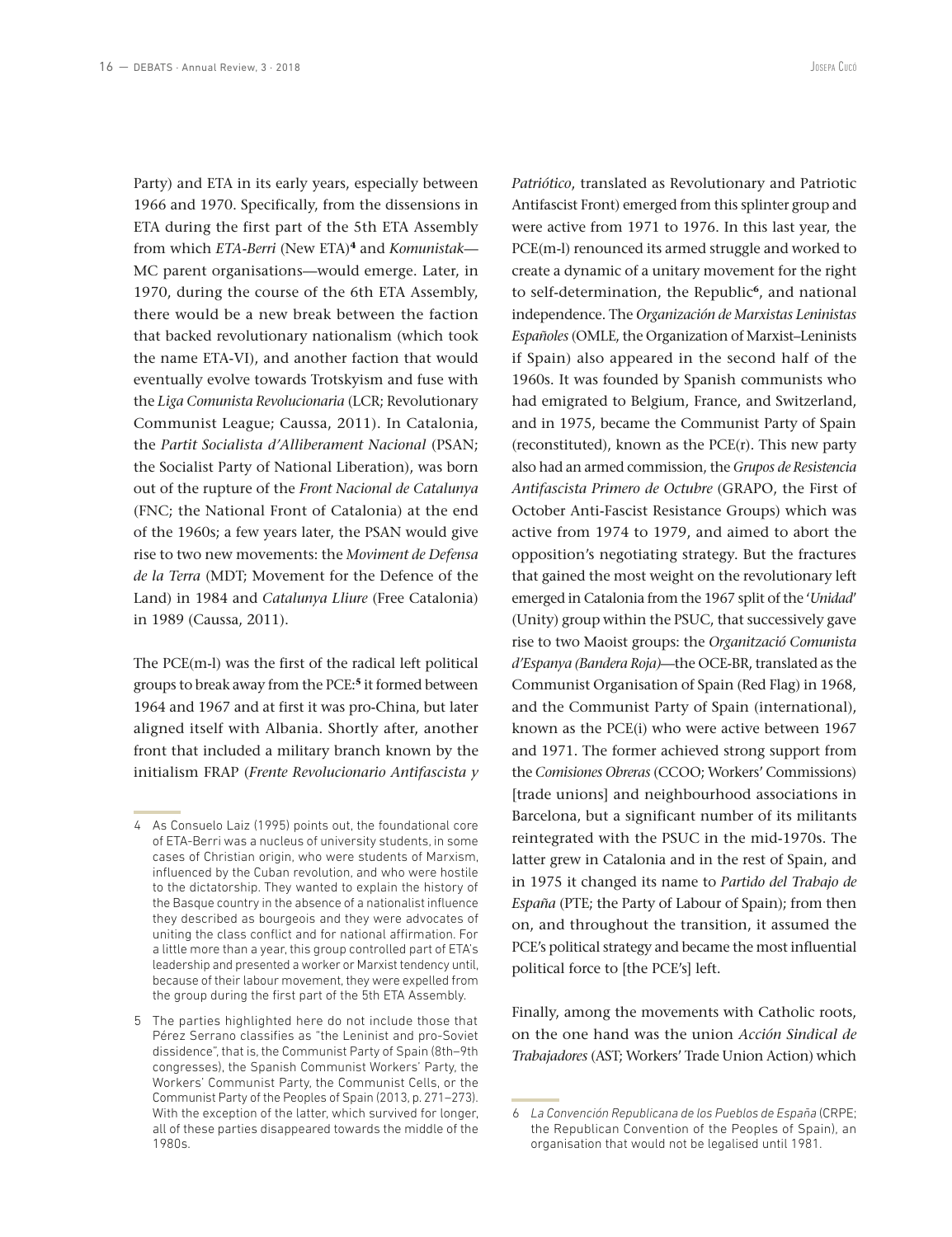Party) and ETA in its early years, especially between 1966 and 1970. Specifically, from the dissensions in ETA during the first part of the 5th ETA Assembly from which *ETA-Berri* (New ETA)[4] and *Komunistak*—MC parent organisations—would emerge. Later, in 1970, during the course of the 6th ETA Assembly, there would be a new break between the faction that backed revolutionary nationalism (which took the name ETA-VI), and another faction that would eventually evolve towards Trotskyism and fuse with the *Liga Comunista Revolucionaria* (LCR; Revolutionary Communist League; Caussa, 2011). In Catalonia, the *Partit Socialista d'Alliberament Nacional* (PSAN; the Socialist Party of National Liberation), was born out of the rupture of the *Front Nacional de Catalunya* (FNC; the National Front of Catalonia) at the end of the 1960s; a few years later, the PSAN would give rise to two new movements: the *Moviment de Defensa de la Terra* (MDT; Movement for the Defence of the Land) in 1984 and *Catalunya Lliure* (Free Catalonia) in 1989 (Caussa, 2011).

The PCE(m-l) was the first of the radical left political groups to break away from the PCE:[5] it formed between 1964 and 1967 and at first it was pro-China, but later aligned itself with Albania. Shortly after, another front that included a military branch known by the initialism FRAP (*Frente Revolucionario Antifascista y Patriótico*, translated as Revolutionary and Patriotic Antifascist Front) emerged from this splinter group and were active from 1971 to 1976. In this last year, the PCE(m-l) renounced its armed struggle and worked to create a dynamic of a unitary movement for the right to self-determination, the Republic[6], and national independence. The *Organización de Marxistas Leninistas Españoles* (OMLE, the Organization of Marxist–Leninists if Spain) also appeared in the second half of the 1960s. It was founded by Spanish communists who had emigrated to Belgium, France, and Switzerland, and in 1975, became the Communist Party of Spain (reconstituted), known as the PCE(r). This new party also had an armed commission, the *Grupos de Resistencia Antifascista Primero de Octubre* (GRAPO, the First of October Anti-Fascist Resistance Groups) which was active from 1974 to 1979, and aimed to abort the opposition's negotiating strategy. But the fractures that gained the most weight on the revolutionary left emerged in Catalonia from the 1967 split of the '*Unidad*' (Unity) group within the PSUC, that successively gave rise to two Maoist groups: the *Organització Comunista d'Espanya (Bandera Roja)*—the OCE-BR, translated as the Communist Organisation of Spain (Red Flag) in 1968, and the Communist Party of Spain (international), known as the PCE(i) who were active between 1967 and 1971. The former achieved strong support from the *Comisiones Obreras* (CCOO; Workers' Commissions) [trade unions] and neighbourhood associations in Barcelona, but a significant number of its militants reintegrated with the PSUC in the mid-1970s. The latter grew in Catalonia and in the rest of Spain, and in 1975 it changed its name to *Partido del Trabajo de España* (PTE; the Party of Labour of Spain); from then on, and throughout the transition, it assumed the PCE's political strategy and became the most influential political force to [the PCE's] left.

Finally, among the movements with Catholic roots, on the one hand was the union *Acción Sindical de Trabajadores* (AST; Workers' Trade Union Action) which

---

4 As Consuelo Laiz (1995) points out, the foundational core of ETA-Berri was a nucleus of university students, in some cases of Christian origin, who were students of Marxism, influenced by the Cuban revolution, and who were hostile to the dictatorship. They wanted to explain the history of the Basque country in the absence of a nationalist influence they described as bourgeois and they were advocates of uniting the class conflict and for national affirmation. For a little more than a year, this group controlled part of ETA's leadership and presented a worker or Marxist tendency until, because of their labour movement, they were expelled from the group during the first part of the 5th ETA Assembly.

5 The parties highlighted here do not include those that Pérez Serrano classifies as "the Leninist and pro-Soviet dissidence", that is, the Communist Party of Spain (8th–9th congresses), the Spanish Communist Workers' Party, the Workers' Communist Party, the Communist Cells, or the Communist Party of the Peoples of Spain (2013, p. 271–273). With the exception of the latter, which survived for longer, all of these parties disappeared towards the middle of the 1980s.

6 *La Convención Republicana de los Pueblos de España* (CRPE; the Republican Convention of the Peoples of Spain), an organisation that would not be legalised until 1981.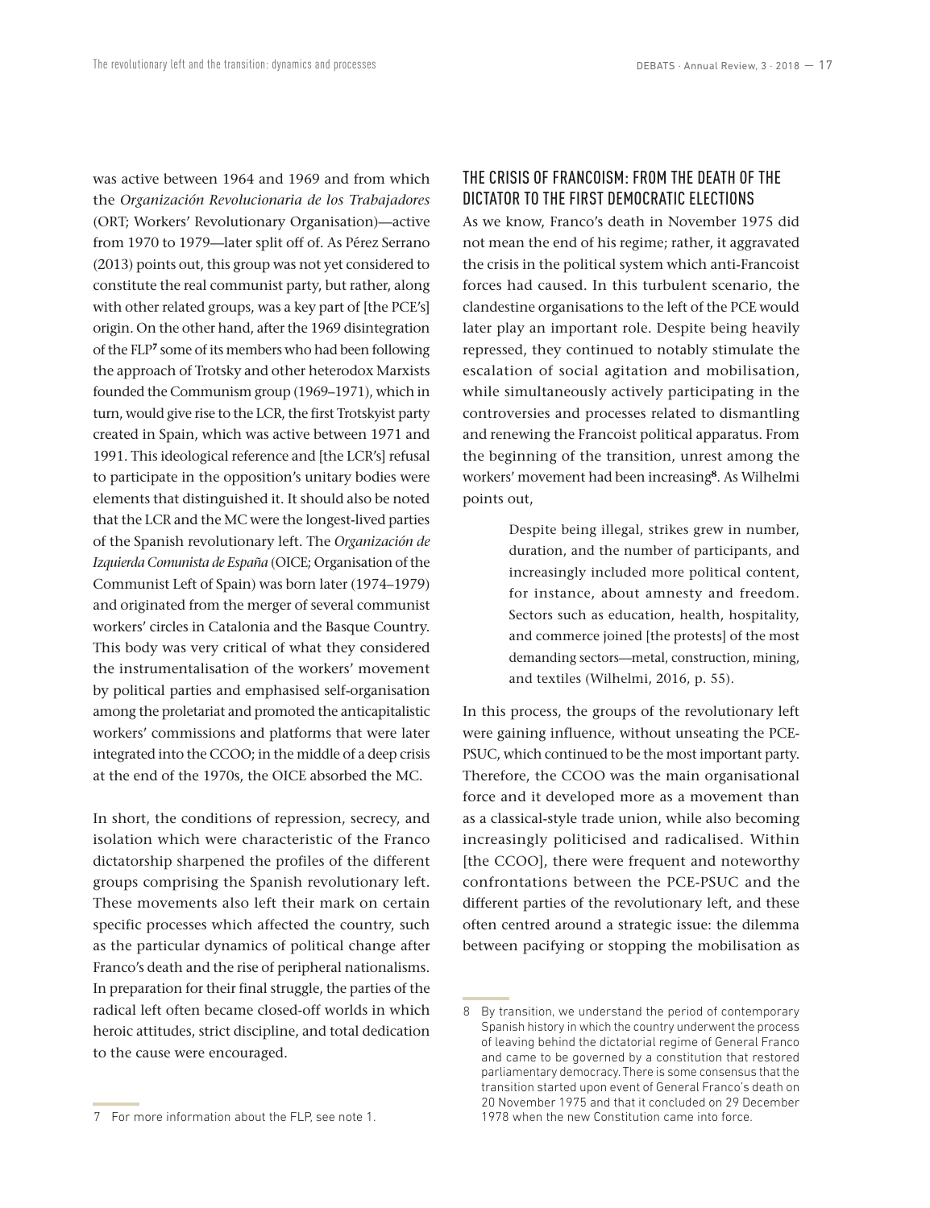was active between 1964 and 1969 and from which the *Organización Revolucionaria de los Trabajadores* (ORT; Workers' Revolutionary Organisation)—active from 1970 to 1979—later split off of. As Pérez Serrano (2013) points out, this group was not yet considered to constitute the real communist party, but rather, along with other related groups, was a key part of [the PCE's] origin. On the other hand, after the 1969 disintegration of the FLP[7] some of its members who had been following the approach of Trotsky and other heterodox Marxists founded the Communism group (1969–1971), which in turn, would give rise to the LCR, the first Trotskyist party created in Spain, which was active between 1971 and 1991. This ideological reference and [the LCR's] refusal to participate in the opposition's unitary bodies were elements that distinguished it. It should also be noted that the LCR and the MC were the longest-lived parties of the Spanish revolutionary left. The *Organización de Izquierda Comunista de España* (OICE; Organisation of the Communist Left of Spain) was born later (1974–1979) and originated from the merger of several communist workers' circles in Catalonia and the Basque Country. This body was very critical of what they considered the instrumentalisation of the workers' movement by political parties and emphasised self-organisation among the proletariat and promoted the anticapitalistic workers' commissions and platforms that were later integrated into the CCOO; in the middle of a deep crisis at the end of the 1970s, the OICE absorbed the MC.

In short, the conditions of repression, secrecy, and isolation which were characteristic of the Franco dictatorship sharpened the profiles of the different groups comprising the Spanish revolutionary left. These movements also left their mark on certain specific processes which affected the country, such as the particular dynamics of political change after Franco's death and the rise of peripheral nationalisms. In preparation for their final struggle, the parties of the radical left often became closed-off worlds in which heroic attitudes, strict discipline, and total dedication to the cause were encouraged.

## THE CRISIS OF FRANCOISM: FROM THE DEATH OF THE DICTATOR TO THE FIRST DEMOCRATIC ELECTIONS

As we know, Franco's death in November 1975 did not mean the end of his regime; rather, it aggravated the crisis in the political system which anti-Francoist forces had caused. In this turbulent scenario, the clandestine organisations to the left of the PCE would later play an important role. Despite being heavily repressed, they continued to notably stimulate the escalation of social agitation and mobilisation, while simultaneously actively participating in the controversies and processes related to dismantling and renewing the Francoist political apparatus. From the beginning of the transition, unrest among the workers' movement had been increasing[8]. As Wilhelmi points out,

> Despite being illegal, strikes grew in number, duration, and the number of participants, and increasingly included more political content, for instance, about amnesty and freedom. Sectors such as education, health, hospitality, and commerce joined [the protests] of the most demanding sectors—metal, construction, mining, and textiles (Wilhelmi, 2016, p. 55).

In this process, the groups of the revolutionary left were gaining influence, without unseating the PCE-PSUC, which continued to be the most important party. Therefore, the CCOO was the main organisational force and it developed more as a movement than as a classical-style trade union, while also becoming increasingly politicised and radicalised. Within [the CCOO], there were frequent and noteworthy confrontations between the PCE-PSUC and the different parties of the revolutionary left, and these often centred around a strategic issue: the dilemma between pacifying or stopping the mobilisation as

---

7 For more information about the FLP, see note 1.

8 By transition, we understand the period of contemporary Spanish history in which the country underwent the process of leaving behind the dictatorial regime of General Franco and came to be governed by a constitution that restored parliamentary democracy. There is some consensus that the transition started upon event of General Franco's death on 20 November 1975 and that it concluded on 29 December 1978 when the new Constitution came into force.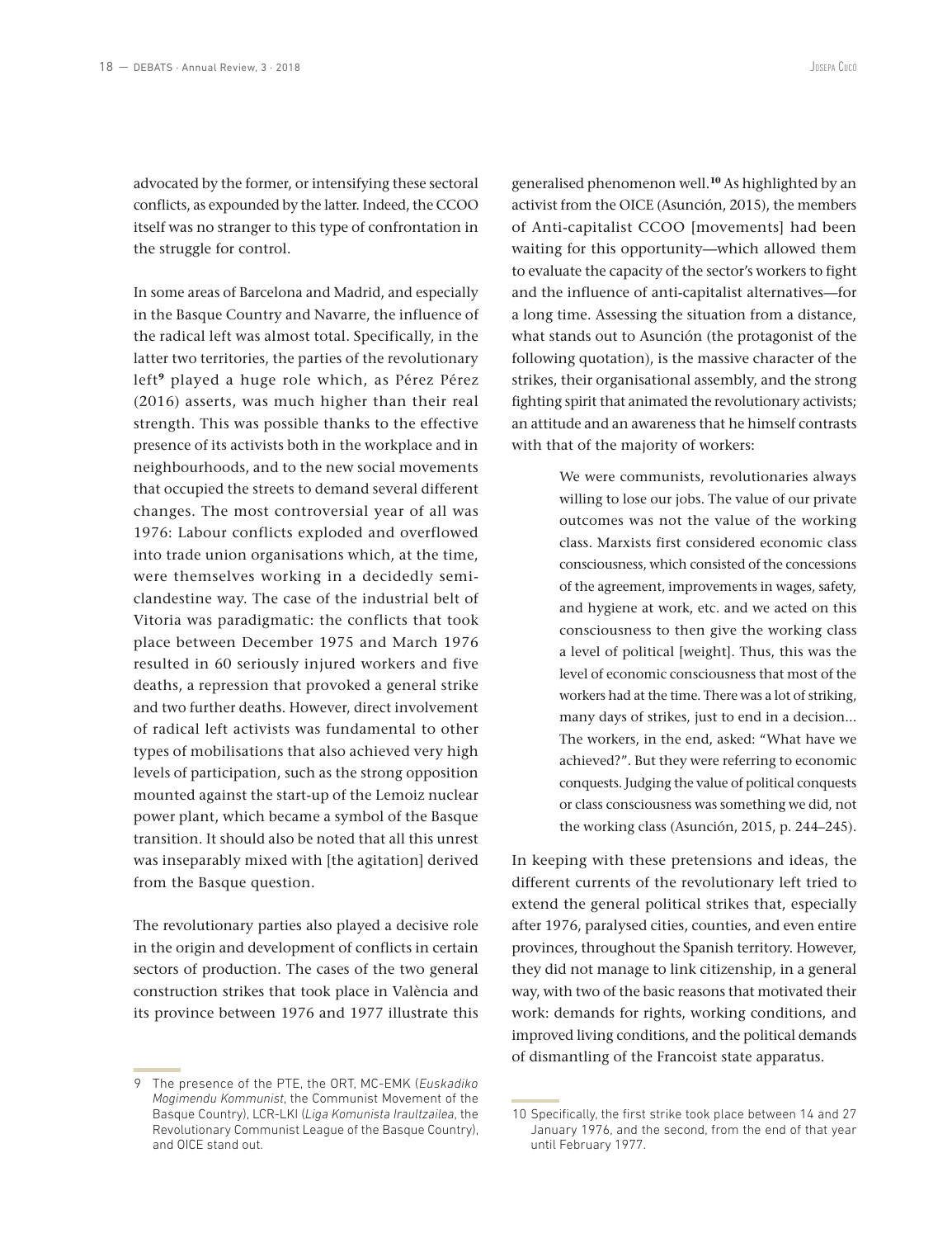advocated by the former, or intensifying these sectoral conflicts, as expounded by the latter. Indeed, the CCOO itself was no stranger to this type of confrontation in the struggle for control.

In some areas of Barcelona and Madrid, and especially in the Basque Country and Navarre, the influence of the radical left was almost total. Specifically, in the latter two territories, the parties of the revolutionary left[9] played a huge role which, as Pérez Pérez (2016) asserts, was much higher than their real strength. This was possible thanks to the effective presence of its activists both in the workplace and in neighbourhoods, and to the new social movements that occupied the streets to demand several different changes. The most controversial year of all was 1976: Labour conflicts exploded and overflowed into trade union organisations which, at the time, were themselves working in a decidedly semi-clandestine way. The case of the industrial belt of Vitoria was paradigmatic: the conflicts that took place between December 1975 and March 1976 resulted in 60 seriously injured workers and five deaths, a repression that provoked a general strike and two further deaths. However, direct involvement of radical left activists was fundamental to other types of mobilisations that also achieved very high levels of participation, such as the strong opposition mounted against the start-up of the Lemoiz nuclear power plant, which became a symbol of the Basque transition. It should also be noted that all this unrest was inseparably mixed with [the agitation] derived from the Basque question.

The revolutionary parties also played a decisive role in the origin and development of conflicts in certain sectors of production. The cases of the two general construction strikes that took place in València and its province between 1976 and 1977 illustrate this generalised phenomenon well.[10] As highlighted by an activist from the OICE (Asunción, 2015), the members of Anti-capitalist CCOO [movements] had been waiting for this opportunity—which allowed them to evaluate the capacity of the sector's workers to fight and the influence of anti-capitalist alternatives—for a long time. Assessing the situation from a distance, what stands out to Asunción (the protagonist of the following quotation), is the massive character of the strikes, their organisational assembly, and the strong fighting spirit that animated the revolutionary activists; an attitude and an awareness that he himself contrasts with that of the majority of workers:

> We were communists, revolutionaries always willing to lose our jobs. The value of our private outcomes was not the value of the working class. Marxists first considered economic class consciousness, which consisted of the concessions of the agreement, improvements in wages, safety, and hygiene at work, etc. and we acted on this consciousness to then give the working class a level of political [weight]. Thus, this was the level of economic consciousness that most of the workers had at the time. There was a lot of striking, many days of strikes, just to end in a decision... The workers, in the end, asked: "What have we achieved?". But they were referring to economic conquests. Judging the value of political conquests or class consciousness was something we did, not the working class (Asunción, 2015, p. 244–245).

In keeping with these pretensions and ideas, the different currents of the revolutionary left tried to extend the general political strikes that, especially after 1976, paralysed cities, counties, and even entire provinces, throughout the Spanish territory. However, they did not manage to link citizenship, in a general way, with two of the basic reasons that motivated their work: demands for rights, working conditions, and improved living conditions, and the political demands of dismantling of the Francoist state apparatus.

---

9 The presence of the PTE, the ORT, MC-EMK (*Euskadiko Mogimendu Kommunist*, the Communist Movement of the Basque Country), LCR-LKI (*Liga Komunista Iraultzailea*, the Revolutionary Communist League of the Basque Country), and OICE stand out.

10 Specifically, the first strike took place between 14 and 27 January 1976, and the second, from the end of that year until February 1977.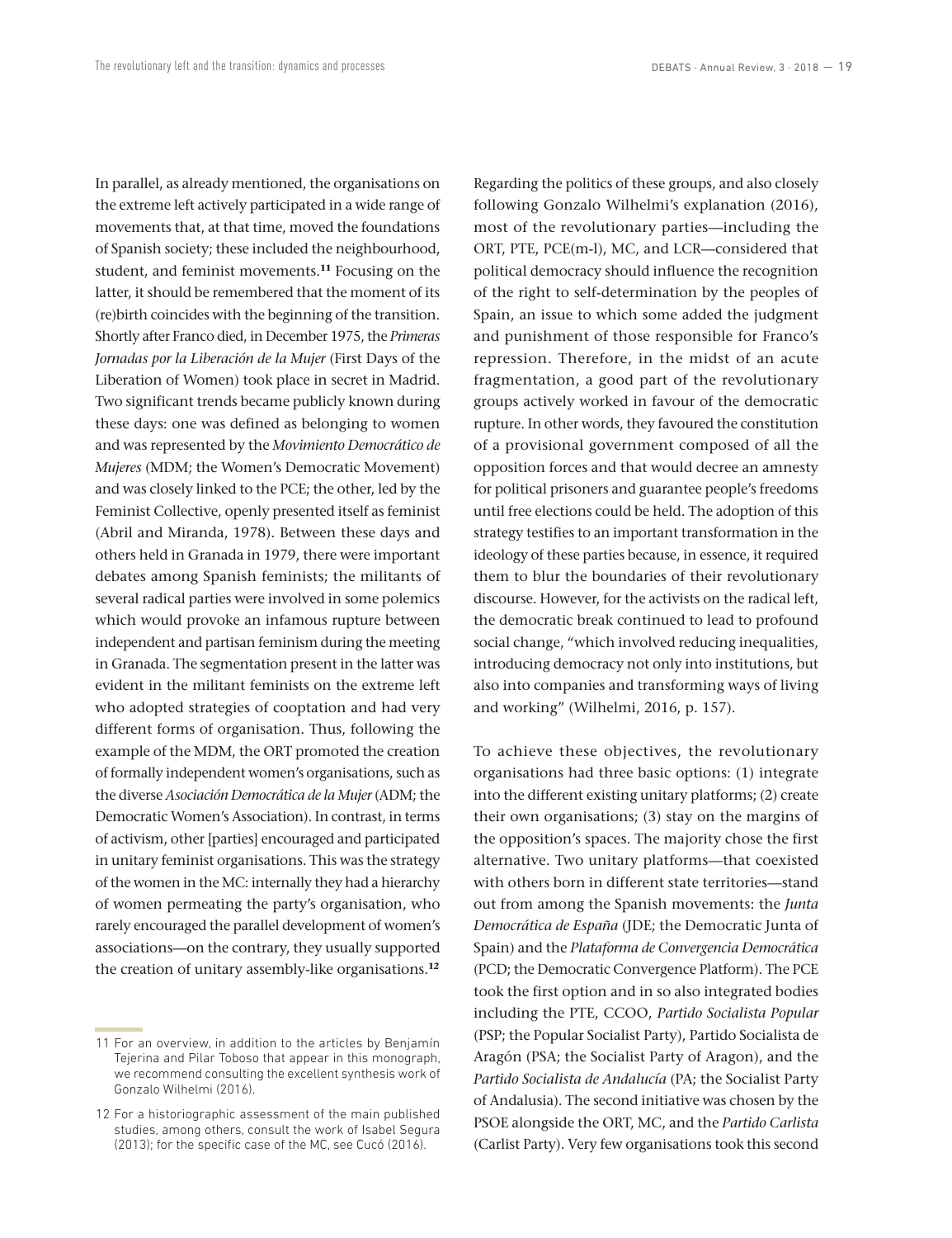In parallel, as already mentioned, the organisations on the extreme left actively participated in a wide range of movements that, at that time, moved the foundations of Spanish society; these included the neighbourhood, student, and feminist movements.[11] Focusing on the latter, it should be remembered that the moment of its (re)birth coincides with the beginning of the transition. Shortly after Franco died, in December 1975, the *Primeras Jornadas por la Liberación de la Mujer* (First Days of the Liberation of Women) took place in secret in Madrid. Two significant trends became publicly known during these days: one was defined as belonging to women and was represented by the *Movimiento Democrático de Mujeres* (MDM; the Women's Democratic Movement) and was closely linked to the PCE; the other, led by the Feminist Collective, openly presented itself as feminist (Abril and Miranda, 1978). Between these days and others held in Granada in 1979, there were important debates among Spanish feminists; the militants of several radical parties were involved in some polemics which would provoke an infamous rupture between independent and partisan feminism during the meeting in Granada. The segmentation present in the latter was evident in the militant feminists on the extreme left who adopted strategies of cooptation and had very different forms of organisation. Thus, following the example of the MDM, the ORT promoted the creation of formally independent women's organisations, such as the diverse *Asociación Democrática de la Mujer* (ADM; the Democratic Women's Association). In contrast, in terms of activism, other [parties] encouraged and participated in unitary feminist organisations. This was the strategy of the women in the MC: internally they had a hierarchy of women permeating the party's organisation, who rarely encouraged the parallel development of women's associations—on the contrary, they usually supported the creation of unitary assembly-like organisations.[12]

Regarding the politics of these groups, and also closely following Gonzalo Wilhelmi's explanation (2016), most of the revolutionary parties—including the ORT, PTE, PCE(m-l), MC, and LCR—considered that political democracy should influence the recognition of the right to self-determination by the peoples of Spain, an issue to which some added the judgment and punishment of those responsible for Franco's repression. Therefore, in the midst of an acute fragmentation, a good part of the revolutionary groups actively worked in favour of the democratic rupture. In other words, they favoured the constitution of a provisional government composed of all the opposition forces and that would decree an amnesty for political prisoners and guarantee people's freedoms until free elections could be held. The adoption of this strategy testifies to an important transformation in the ideology of these parties because, in essence, it required them to blur the boundaries of their revolutionary discourse. However, for the activists on the radical left, the democratic break continued to lead to profound social change, "which involved reducing inequalities, introducing democracy not only into institutions, but also into companies and transforming ways of living and working" (Wilhelmi, 2016, p. 157).

To achieve these objectives, the revolutionary organisations had three basic options: (1) integrate into the different existing unitary platforms; (2) create their own organisations; (3) stay on the margins of the opposition's spaces. The majority chose the first alternative. Two unitary platforms—that coexisted with others born in different state territories—stand out from among the Spanish movements: the *Junta Democrática de España* (JDE; the Democratic Junta of Spain) and the *Plataforma de Convergencia Democrática* (PCD; the Democratic Convergence Platform). The PCE took the first option and in so also integrated bodies including the PTE, CCOO, *Partido Socialista Popular* (PSP; the Popular Socialist Party), Partido Socialista de Aragón (PSA; the Socialist Party of Aragon), and the *Partido Socialista de Andalucía* (PA; the Socialist Party of Andalusia). The second initiative was chosen by the PSOE alongside the ORT, MC, and the *Partido Carlista* (Carlist Party). Very few organisations took this second

---

11 For an overview, in addition to the articles by Benjamín Tejerina and Pilar Toboso that appear in this monograph, we recommend consulting the excellent synthesis work of Gonzalo Wilhelmi (2016).

12 For a historiographic assessment of the main published studies, among others, consult the work of Isabel Segura (2013); for the specific case of the MC, see Cucó (2016).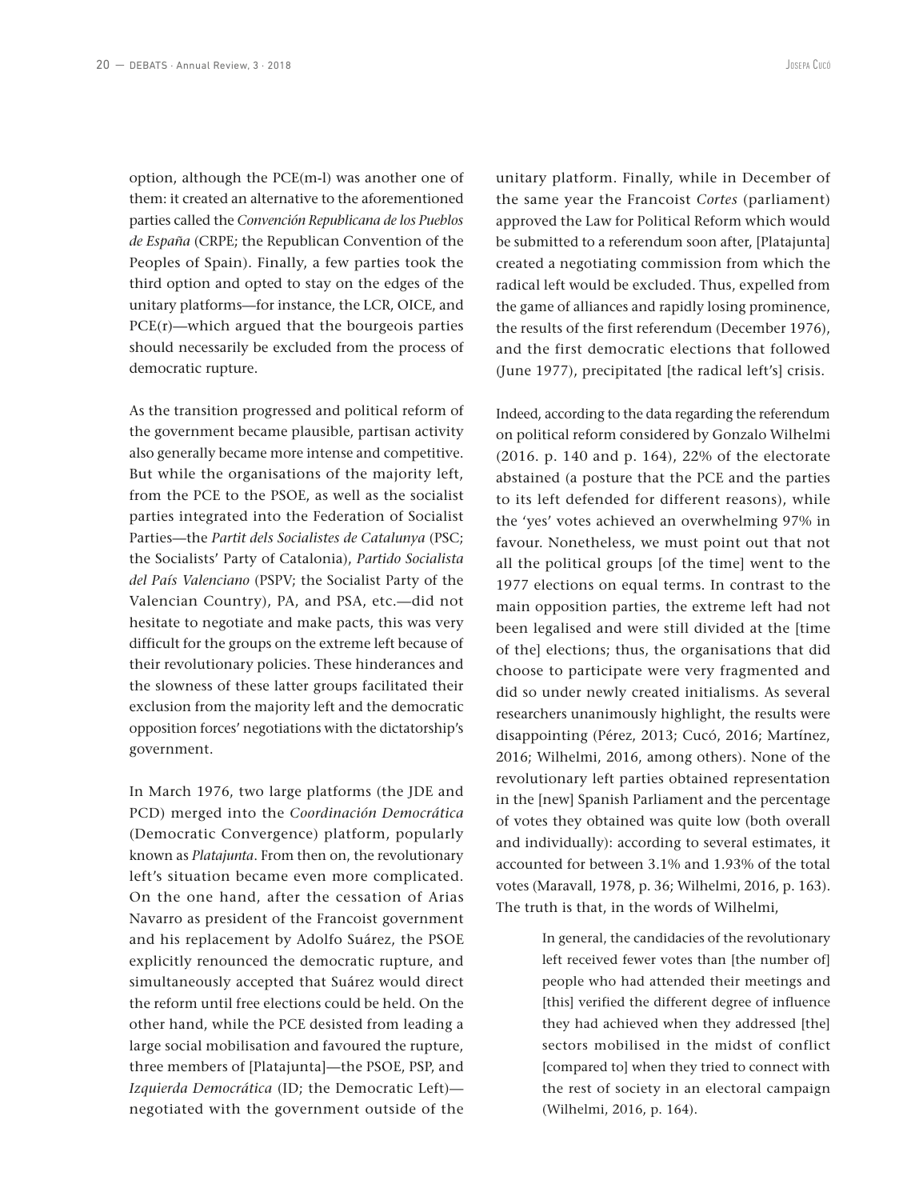option, although the PCE(m-l) was another one of them: it created an alternative to the aforementioned parties called the *Convención Republicana de los Pueblos de España* (CRPE; the Republican Convention of the Peoples of Spain). Finally, a few parties took the third option and opted to stay on the edges of the unitary platforms—for instance, the LCR, OICE, and PCE(r)—which argued that the bourgeois parties should necessarily be excluded from the process of democratic rupture.

As the transition progressed and political reform of the government became plausible, partisan activity also generally became more intense and competitive. But while the organisations of the majority left, from the PCE to the PSOE, as well as the socialist parties integrated into the Federation of Socialist Parties—the *Partit dels Socialistes de Catalunya* (PSC; the Socialists' Party of Catalonia), *Partido Socialista del País Valenciano* (PSPV; the Socialist Party of the Valencian Country), PA, and PSA, etc.—did not hesitate to negotiate and make pacts, this was very difficult for the groups on the extreme left because of their revolutionary policies. These hinderances and the slowness of these latter groups facilitated their exclusion from the majority left and the democratic opposition forces' negotiations with the dictatorship's government.

In March 1976, two large platforms (the JDE and PCD) merged into the *Coordinación Democrática* (Democratic Convergence) platform, popularly known as *Platajunta*. From then on, the revolutionary left's situation became even more complicated. On the one hand, after the cessation of Arias Navarro as president of the Francoist government and his replacement by Adolfo Suárez, the PSOE explicitly renounced the democratic rupture, and simultaneously accepted that Suárez would direct the reform until free elections could be held. On the other hand, while the PCE desisted from leading a large social mobilisation and favoured the rupture, three members of [Platajunta]—the PSOE, PSP, and *Izquierda Democrática* (ID; the Democratic Left)—negotiated with the government outside of the unitary platform. Finally, while in December of the same year the Francoist *Cortes* (parliament) approved the Law for Political Reform which would be submitted to a referendum soon after, [Platajunta] created a negotiating commission from which the radical left would be excluded. Thus, expelled from the game of alliances and rapidly losing prominence, the results of the first referendum (December 1976), and the first democratic elections that followed (June 1977), precipitated [the radical left's] crisis.

Indeed, according to the data regarding the referendum on political reform considered by Gonzalo Wilhelmi (2016. p. 140 and p. 164), 22% of the electorate abstained (a posture that the PCE and the parties to its left defended for different reasons), while the 'yes' votes achieved an overwhelming 97% in favour. Nonetheless, we must point out that not all the political groups [of the time] went to the 1977 elections on equal terms. In contrast to the main opposition parties, the extreme left had not been legalised and were still divided at the [time of the] elections; thus, the organisations that did choose to participate were very fragmented and did so under newly created initialisms. As several researchers unanimously highlight, the results were disappointing (Pérez, 2013; Cucó, 2016; Martínez, 2016; Wilhelmi, 2016, among others). None of the revolutionary left parties obtained representation in the [new] Spanish Parliament and the percentage of votes they obtained was quite low (both overall and individually): according to several estimates, it accounted for between 3.1% and 1.93% of the total votes (Maravall, 1978, p. 36; Wilhelmi, 2016, p. 163). The truth is that, in the words of Wilhelmi,

> In general, the candidacies of the revolutionary left received fewer votes than [the number of] people who had attended their meetings and [this] verified the different degree of influence they had achieved when they addressed [the] sectors mobilised in the midst of conflict [compared to] when they tried to connect with the rest of society in an electoral campaign (Wilhelmi, 2016, p. 164).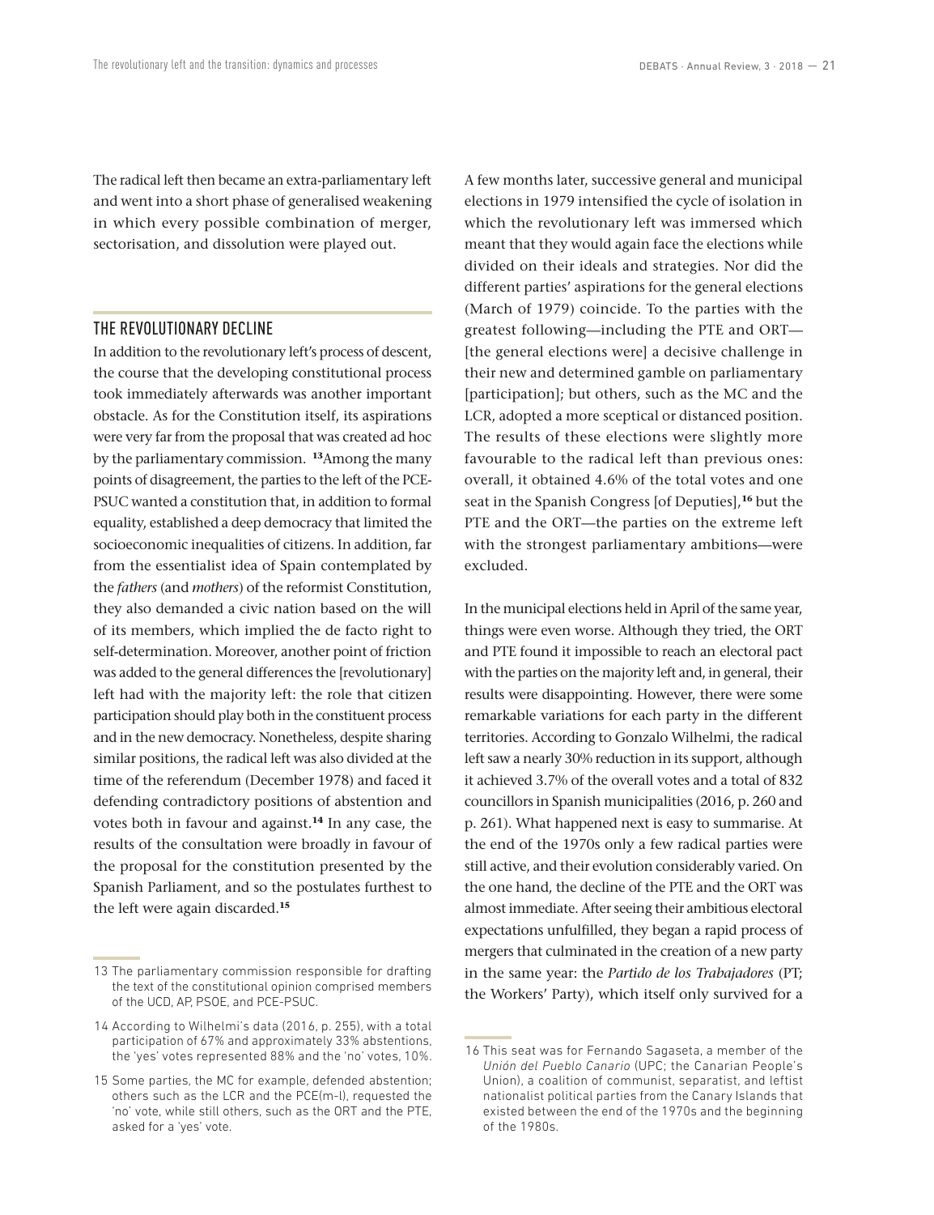The radical left then became an extra-parliamentary left and went into a short phase of generalised weakening in which every possible combination of merger, sectorisation, and dissolution were played out.

## THE REVOLUTIONARY DECLINE

In addition to the revolutionary left's process of descent, the course that the developing constitutional process took immediately afterwards was another important obstacle. As for the Constitution itself, its aspirations were very far from the proposal that was created ad hoc by the parliamentary commission. [13]Among the many points of disagreement, the parties to the left of the PCE-PSUC wanted a constitution that, in addition to formal equality, established a deep democracy that limited the socioeconomic inequalities of citizens. In addition, far from the essentialist idea of Spain contemplated by the *fathers* (and *mothers*) of the reformist Constitution, they also demanded a civic nation based on the will of its members, which implied the de facto right to self-determination. Moreover, another point of friction was added to the general differences the [revolutionary] left had with the majority left: the role that citizen participation should play both in the constituent process and in the new democracy. Nonetheless, despite sharing similar positions, the radical left was also divided at the time of the referendum (December 1978) and faced it defending contradictory positions of abstention and votes both in favour and against.[14] In any case, the results of the consultation were broadly in favour of the proposal for the constitution presented by the Spanish Parliament, and so the postulates furthest to the left were again discarded.[15]

A few months later, successive general and municipal elections in 1979 intensified the cycle of isolation in which the revolutionary left was immersed which meant that they would again face the elections while divided on their ideals and strategies. Nor did the different parties' aspirations for the general elections (March of 1979) coincide. To the parties with the greatest following—including the PTE and ORT—[the general elections were] a decisive challenge in their new and determined gamble on parliamentary [participation]; but others, such as the MC and the LCR, adopted a more sceptical or distanced position. The results of these elections were slightly more favourable to the radical left than previous ones: overall, it obtained 4.6% of the total votes and one seat in the Spanish Congress [of Deputies],[16] but the PTE and the ORT—the parties on the extreme left with the strongest parliamentary ambitions—were excluded.

In the municipal elections held in April of the same year, things were even worse. Although they tried, the ORT and PTE found it impossible to reach an electoral pact with the parties on the majority left and, in general, their results were disappointing. However, there were some remarkable variations for each party in the different territories. According to Gonzalo Wilhelmi, the radical left saw a nearly 30% reduction in its support, although it achieved 3.7% of the overall votes and a total of 832 councillors in Spanish municipalities (2016, p. 260 and p. 261). What happened next is easy to summarise. At the end of the 1970s only a few radical parties were still active, and their evolution considerably varied. On the one hand, the decline of the PTE and the ORT was almost immediate. After seeing their ambitious electoral expectations unfulfilled, they began a rapid process of mergers that culminated in the creation of a new party in the same year: the *Partido de los Trabajadores* (PT; the Workers' Party), which itself only survived for a

13 The parliamentary commission responsible for drafting the text of the constitutional opinion comprised members of the UCD, AP, PSOE, and PCE-PSUC.

14 According to Wilhelmi's data (2016, p. 255), with a total participation of 67% and approximately 33% abstentions, the 'yes' votes represented 88% and the 'no' votes, 10%.

15 Some parties, the MC for example, defended abstention; others such as the LCR and the PCE(m-l), requested the 'no' vote, while still others, such as the ORT and the PTE, asked for a 'yes' vote.

16 This seat was for Fernando Sagaseta, a member of the *Unión del Pueblo Canario* (UPC; the Canarian People's Union), a coalition of communist, separatist, and leftist nationalist political parties from the Canary Islands that existed between the end of the 1970s and the beginning of the 1980s.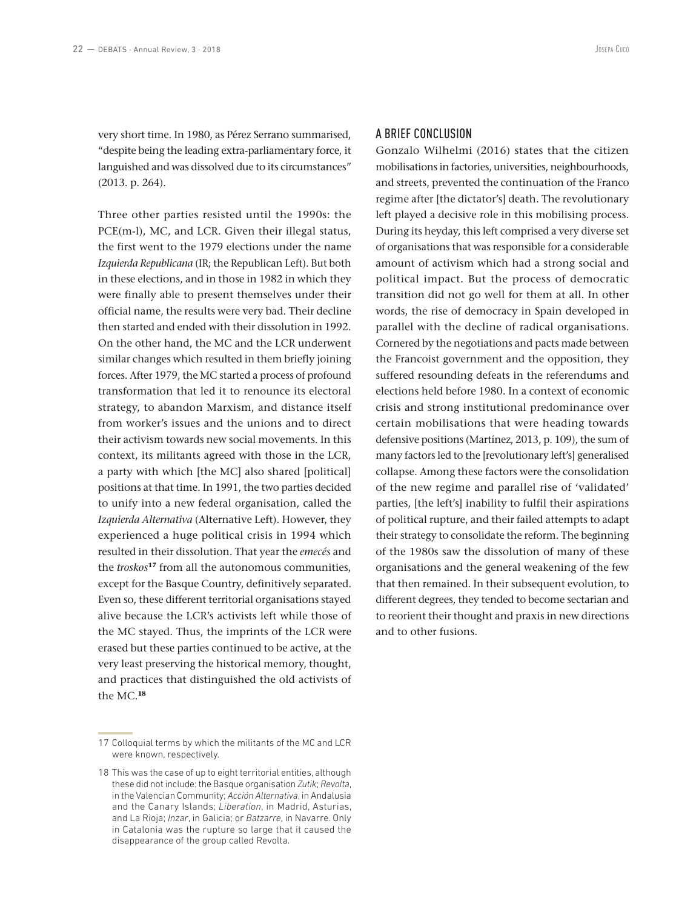very short time. In 1980, as Pérez Serrano summarised, "despite being the leading extra-parliamentary force, it languished and was dissolved due to its circumstances" (2013. p. 264).

Three other parties resisted until the 1990s: the PCE(m-l), MC, and LCR. Given their illegal status, the first went to the 1979 elections under the name *Izquierda Republicana* (IR; the Republican Left). But both in these elections, and in those in 1982 in which they were finally able to present themselves under their official name, the results were very bad. Their decline then started and ended with their dissolution in 1992. On the other hand, the MC and the LCR underwent similar changes which resulted in them briefly joining forces. After 1979, the MC started a process of profound transformation that led it to renounce its electoral strategy, to abandon Marxism, and distance itself from worker's issues and the unions and to direct their activism towards new social movements. In this context, its militants agreed with those in the LCR, a party with which [the MC] also shared [political] positions at that time. In 1991, the two parties decided to unify into a new federal organisation, called the *Izquierda Alternativa* (Alternative Left). However, they experienced a huge political crisis in 1994 which resulted in their dissolution. That year the *emecés* and the *troskos*[17] from all the autonomous communities, except for the Basque Country, definitively separated. Even so, these different territorial organisations stayed alive because the LCR's activists left while those of the MC stayed. Thus, the imprints of the LCR were erased but these parties continued to be active, at the very least preserving the historical memory, thought, and practices that distinguished the old activists of the MC.[18]

## A BRIEF CONCLUSION

Gonzalo Wilhelmi (2016) states that the citizen mobilisations in factories, universities, neighbourhoods, and streets, prevented the continuation of the Franco regime after [the dictator's] death. The revolutionary left played a decisive role in this mobilising process. During its heyday, this left comprised a very diverse set of organisations that was responsible for a considerable amount of activism which had a strong social and political impact. But the process of democratic transition did not go well for them at all. In other words, the rise of democracy in Spain developed in parallel with the decline of radical organisations. Cornered by the negotiations and pacts made between the Francoist government and the opposition, they suffered resounding defeats in the referendums and elections held before 1980. In a context of economic crisis and strong institutional predominance over certain mobilisations that were heading towards defensive positions (Martínez, 2013, p. 109), the sum of many factors led to the [revolutionary left's] generalised collapse. Among these factors were the consolidation of the new regime and parallel rise of 'validated' parties, [the left's] inability to fulfil their aspirations of political rupture, and their failed attempts to adapt their strategy to consolidate the reform. The beginning of the 1980s saw the dissolution of many of these organisations and the general weakening of the few that then remained. In their subsequent evolution, to different degrees, they tended to become sectarian and to reorient their thought and praxis in new directions and to other fusions.

---

17 Colloquial terms by which the militants of the MC and LCR were known, respectively.

18 This was the case of up to eight territorial entities, although these did not include: the Basque organisation *Zutik*; *Revolta*, in the Valencian Community; *Acción Alternativa*, in Andalusia and the Canary Islands; *Liberation*, in Madrid, Asturias, and La Rioja; *Inzar*, in Galicia; or *Batzarre*, in Navarre. Only in Catalonia was the rupture so large that it caused the disappearance of the group called Revolta.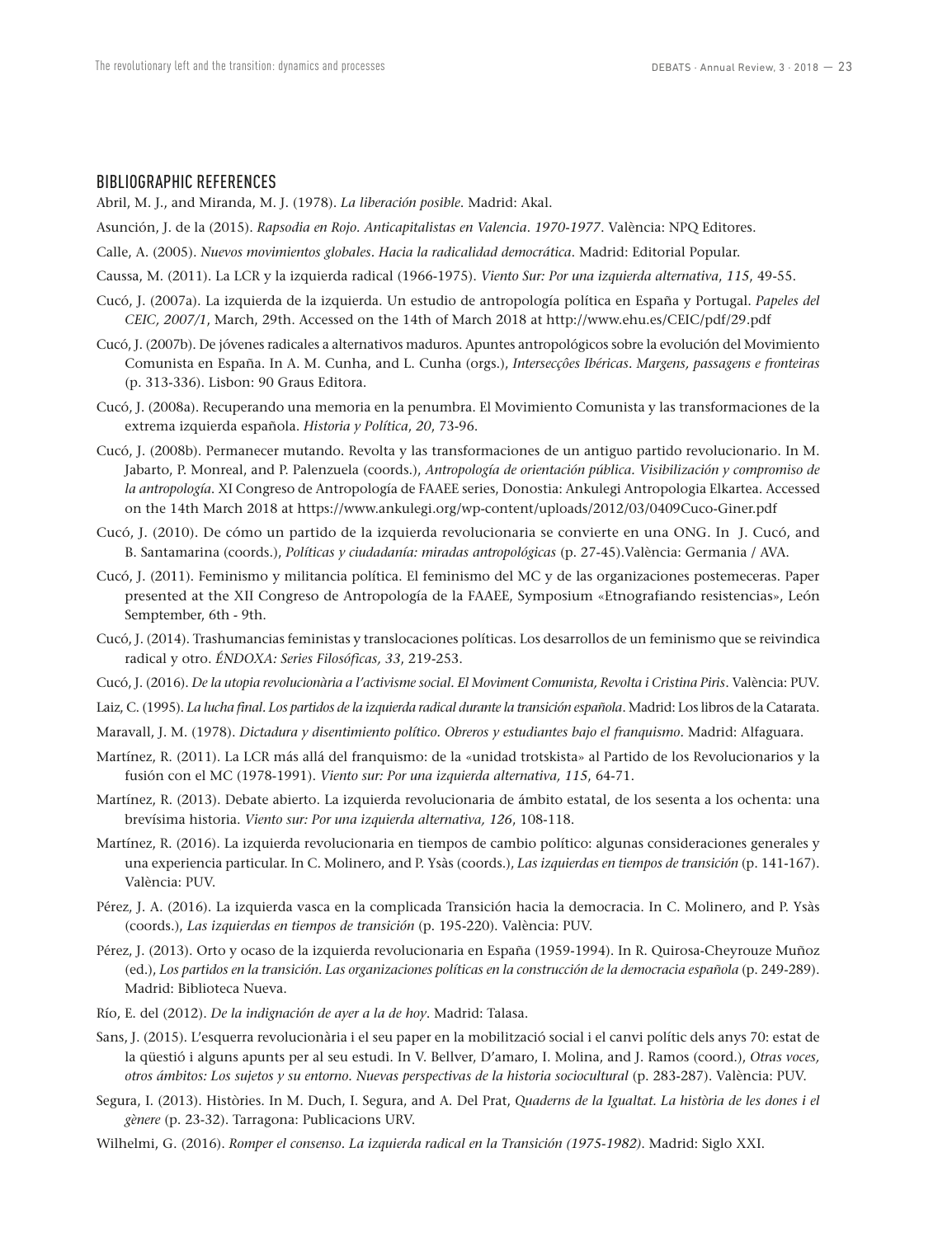## BIBLIOGRAPHIC REFERENCES

Abril, M. J., and Miranda, M. J. (1978). *La liberación posible*. Madrid: Akal.

Asunción, J. de la (2015). *Rapsodia en Rojo. Anticapitalistas en Valencia. 1970-1977*. València: NPQ Editores.

Calle, A. (2005). *Nuevos movimientos globales. Hacia la radicalidad democrática*. Madrid: Editorial Popular.

Caussa, M. (2011). La LCR y la izquierda radical (1966-1975). *Viento Sur: Por una izquierda alternativa*, *115*, 49-55.

Cucó, J. (2007a). La izquierda de la izquierda. Un estudio de antropología política en España y Portugal. *Papeles del CEIC, 2007/1*, March, 29th. Accessed on the 14th of March 2018 at http://www.ehu.es/CEIC/pdf/29.pdf

Cucó, J. (2007b). De jóvenes radicales a alternativos maduros. Apuntes antropológicos sobre la evolución del Movimiento Comunista en España. In A. M. Cunha, and L. Cunha (orgs.), *Intersecções Ibéricas. Margens, passagens e fronteiras* (p. 313-336). Lisbon: 90 Graus Editora.

Cucó, J. (2008a). Recuperando una memoria en la penumbra. El Movimiento Comunista y las transformaciones de la extrema izquierda española. *Historia y Política*, *20*, 73-96.

Cucó, J. (2008b). Permanecer mutando. Revolta y las transformaciones de un antiguo partido revolucionario. In M. Jabarto, P. Monreal, and P. Palenzuela (coords.), *Antropología de orientación pública. Visibilización y compromiso de la antropología*. XI Congreso de Antropología de FAAEE series, Donostia: Ankulegi Antropologia Elkartea. Accessed on the 14th March 2018 at https://www.ankulegi.org/wp-content/uploads/2012/03/0409Cuco-Giner.pdf

Cucó, J. (2010). De cómo un partido de la izquierda revolucionaria se convierte en una ONG. In J. Cucó, and B. Santamarina (coords.), *Políticas y ciudadanía: miradas antropológicas* (p. 27-45).València: Germania / AVA.

Cucó, J. (2011). Feminismo y militancia política. El feminismo del MC y de las organizaciones postemeceras. Paper presented at the XII Congreso de Antropología de la FAAEE, Symposium «Etnografiando resistencias», León Semptember, 6th - 9th.

Cucó, J. (2014). Trashumancias feministas y translocaciones políticas. Los desarrollos de un feminismo que se reivindica radical y otro. *ÉNDOXA: Series Filosóficas, 33*, 219-253.

Cucó, J. (2016). *De la utopia revolucionària a l'activisme social. El Moviment Comunista, Revolta i Cristina Piris*. València: PUV.

Laiz, C. (1995). *La lucha final. Los partidos de la izquierda radical durante la transición española*. Madrid: Los libros de la Catarata.

Maravall, J. M. (1978). *Dictadura y disentimiento político. Obreros y estudiantes bajo el franquismo*. Madrid: Alfaguara.

Martínez, R. (2011). La LCR más allá del franquismo: de la «unidad trotskista» al Partido de los Revolucionarios y la fusión con el MC (1978-1991). *Viento sur: Por una izquierda alternativa, 115*, 64-71.

Martínez, R. (2013). Debate abierto. La izquierda revolucionaria de ámbito estatal, de los sesenta a los ochenta: una brevísima historia. *Viento sur: Por una izquierda alternativa, 126*, 108-118.

Martínez, R. (2016). La izquierda revolucionaria en tiempos de cambio político: algunas consideraciones generales y una experiencia particular. In C. Molinero, and P. Ysàs (coords.), *Las izquierdas en tiempos de transición* (p. 141-167). València: PUV.

Pérez, J. A. (2016). La izquierda vasca en la complicada Transición hacia la democracia. In C. Molinero, and P. Ysàs (coords.), *Las izquierdas en tiempos de transición* (p. 195-220). València: PUV.

Pérez, J. (2013). Orto y ocaso de la izquierda revolucionaria en España (1959-1994). In R. Quirosa-Cheyrouze Muñoz (ed.), *Los partidos en la transición. Las organizaciones políticas en la construcción de la democracia española* (p. 249-289). Madrid: Biblioteca Nueva.

Río, E. del (2012). *De la indignación de ayer a la de hoy*. Madrid: Talasa.

Sans, J. (2015). L'esquerra revolucionària i el seu paper en la mobilització social i el canvi polític dels anys 70: estat de la qüestió i alguns apunts per al seu estudi. In V. Bellver, D'amaro, I. Molina, and J. Ramos (coord.), *Otras voces, otros ámbitos: Los sujetos y su entorno. Nuevas perspectivas de la historia sociocultural* (p. 283-287). València: PUV.

Segura, I. (2013). Històries. In M. Duch, I. Segura, and A. Del Prat, *Quaderns de la Igualtat. La història de les dones i el gènere* (p. 23-32). Tarragona: Publicacions URV.

Wilhelmi, G. (2016). *Romper el consenso. La izquierda radical en la Transición (1975-1982)*. Madrid: Siglo XXI.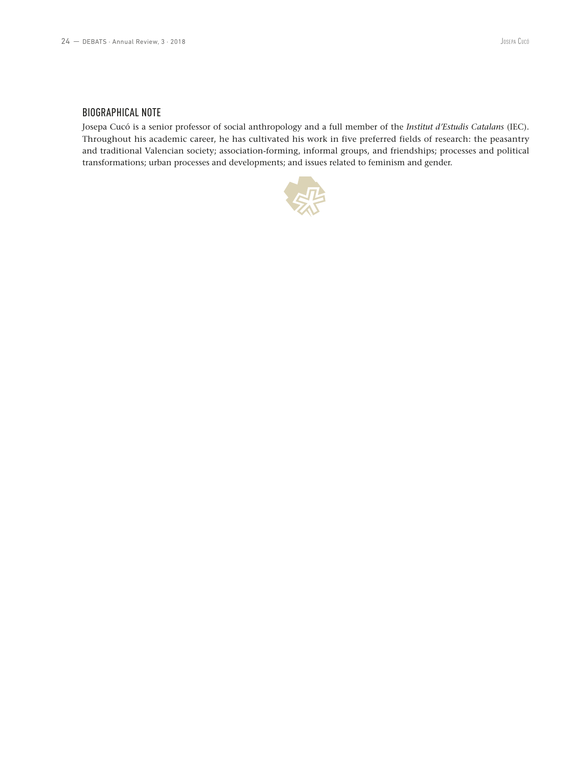## BIOGRAPHICAL NOTE

Josepa Cucó is a senior professor of social anthropology and a full member of the *Institut d'Estudis Catalans* (IEC). Throughout his academic career, he has cultivated his work in five preferred fields of research: the peasantry and traditional Valencian society; association-forming, informal groups, and friendships; processes and political transformations; urban processes and developments; and issues related to feminism and gender.